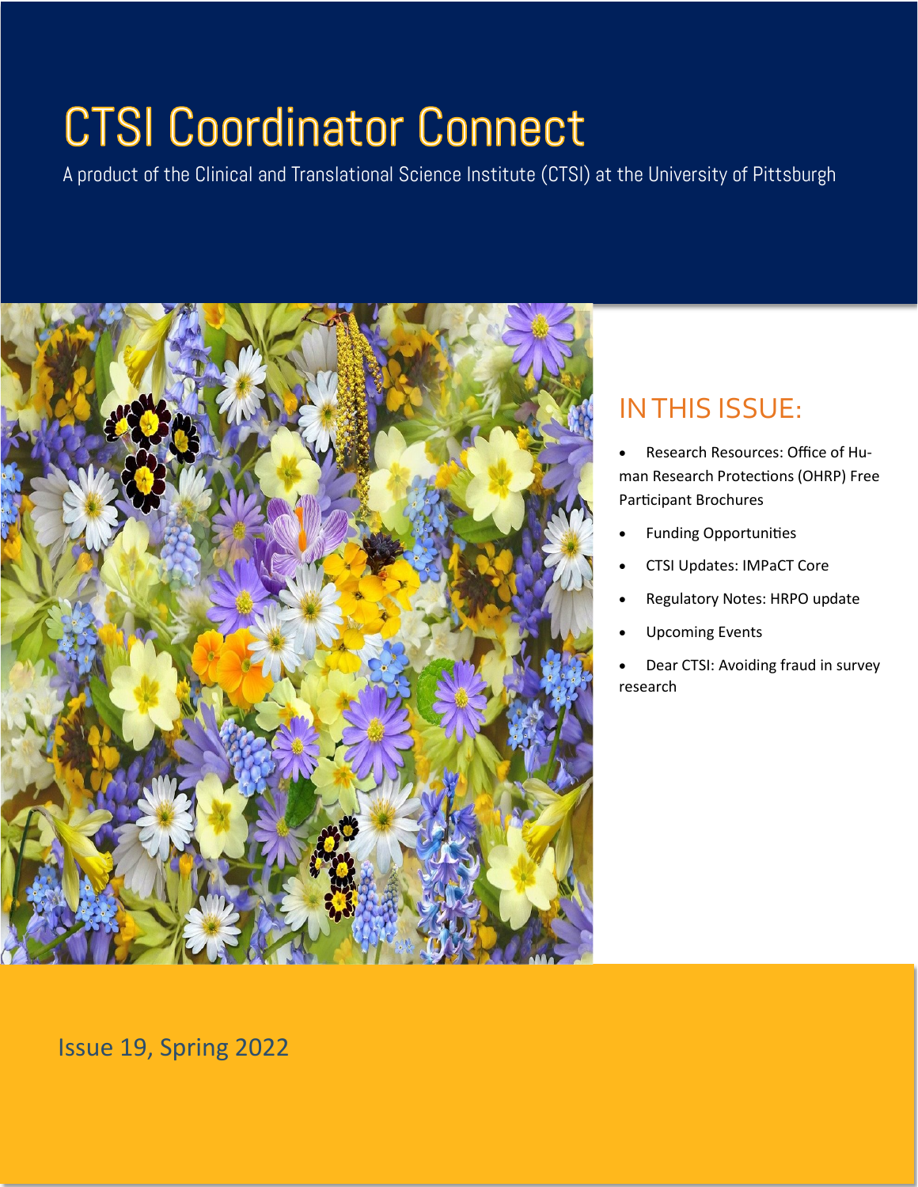# CTSI Coordinator Connect

A product of the Clinical and Translational Science Institute (CTSI) at the University of Pittsburgh

## IN THIS ISSUE:

- Research Resources: Office of Human Research Protections (OHRP) Free Participant Brochures
- Funding Opportunities
- CTSI Updates: IMPaCT Core
- Regulatory Notes: HRPO update
- Upcoming Events
- Dear CTSI: Avoiding fraud in survey research

Issue 19, Spring 2022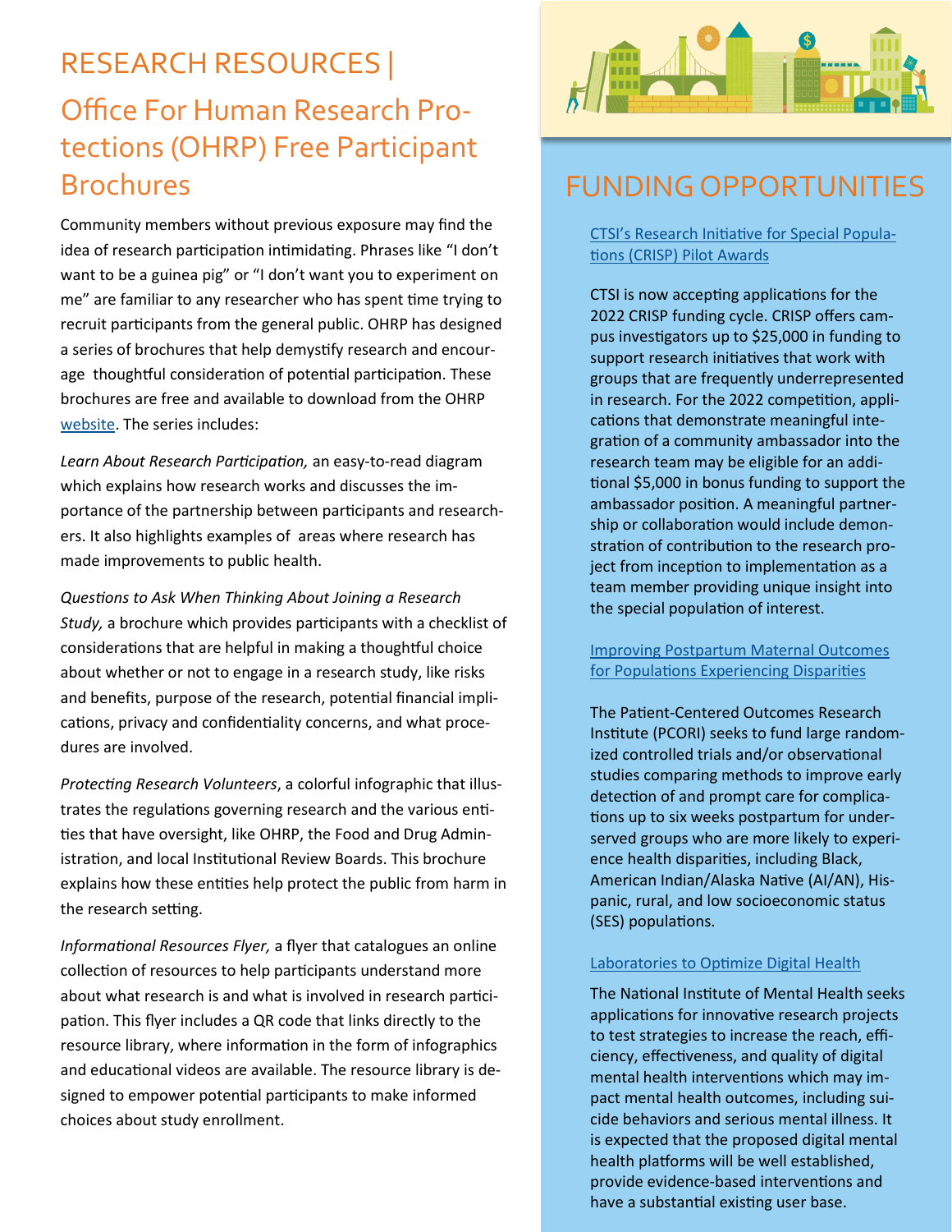# RESEARCH RESOURCES |

## Office For Human Research Protections (OHRP) Free Participant Brochures

Community members without previous exposure may find the idea of research participation intimidating. Phrases like "I don't want to be a guinea pig" or "I don't want you to experiment on me" are familiar to any researcher who has spent time trying to recruit participants from the general public. OHRP has designed a series of brochures that help demystify research and encourage thoughtful consideration of potential participation. These brochures are free and available to download from the OHRP website. The series includes:

*Learn About Research Participation,* an easy-to-read diagram which explains how research works and discusses the importance of the partnership between participants and researchers. It also highlights examples of areas where research has made improvements to public health.

*Questions to Ask When Thinking About Joining a Research Study,* a brochure which provides participants with a checklist of considerations that are helpful in making a thoughtful choice about whether or not to engage in a research study, like risks and benefits, purpose of the research, potential financial implications, privacy and confidentiality concerns, and what procedures are involved.

*Protecting Research Volunteers*, a colorful infographic that illustrates the regulations governing research and the various entities that have oversight, like OHRP, the Food and Drug Administration, and local Institutional Review Boards. This brochure explains how these entities help protect the public from harm in the research setting.

*Informational Resources Flyer,* a flyer that catalogues an online collection of resources to help participants understand more about what research is and what is involved in research participation. This flyer includes a QR code that links directly to the resource library, where information in the form of infographics and educational videos are available. The resource library is designed to empower potential participants to make informed choices about study enrollment.

# FUNDING OPPORTUNITIES

### CTSI's Research Initiative for Special Populations (CRISP) Pilot Awards

CTSI is now accepting applications for the 2022 CRISP funding cycle. CRISP offers campus investigators up to $25,000 in funding to support research initiatives that work with groups that are frequently underrepresented in research. For the 2022 competition, applications that demonstrate meaningful integration of a community ambassador into the research team may be eligible for an additional $5,000 in bonus funding to support the ambassador position. A meaningful partnership or collaboration would include demonstration of contribution to the research project from inception to implementation as a team member providing unique insight into the special population of interest.

### Improving Postpartum Maternal Outcomes for Populations Experiencing Disparities

The Patient-Centered Outcomes Research Institute (PCORI) seeks to fund large randomized controlled trials and/or observational studies comparing methods to improve early detection of and prompt care for complications up to six weeks postpartum for underserved groups who are more likely to experience health disparities, including Black, American Indian/Alaska Native (AI/AN), Hispanic, rural, and low socioeconomic status (SES) populations.

### Laboratories to Optimize Digital Health

The National Institute of Mental Health seeks applications for innovative research projects to test strategies to increase the reach, efficiency, effectiveness, and quality of digital mental health interventions which may impact mental health outcomes, including suicide behaviors and serious mental illness. It is expected that the proposed digital mental health platforms will be well established, provide evidence-based interventions and have a substantial existing user base.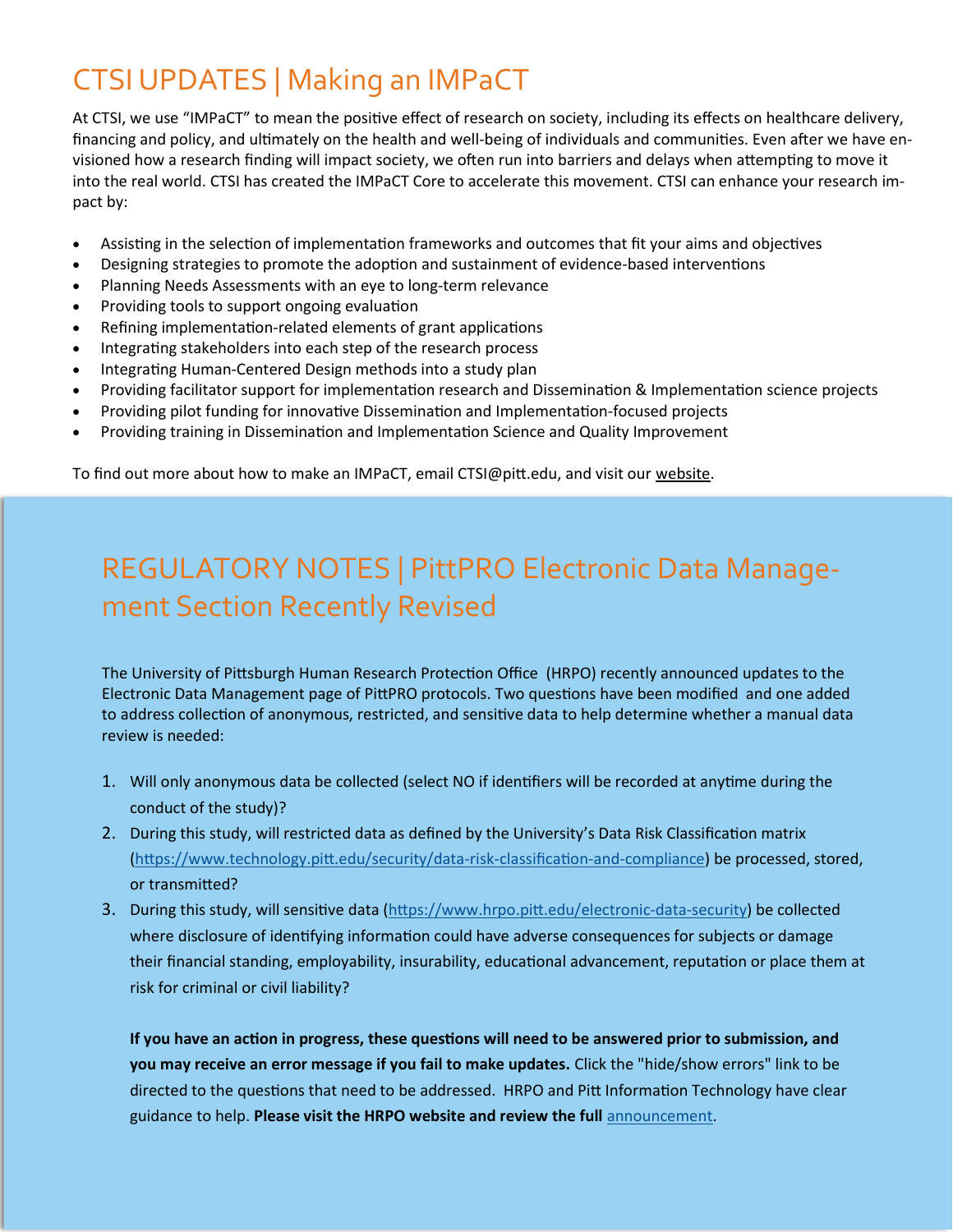# CTSI UPDATES | Making an IMPaCT

At CTSI, we use "IMPaCT" to mean the positive effect of research on society, including its effects on healthcare delivery, financing and policy, and ultimately on the health and well-being of individuals and communities. Even after we have envisioned how a research finding will impact society, we often run into barriers and delays when attempting to move it into the real world. CTSI has created the IMPaCT Core to accelerate this movement. CTSI can enhance your research impact by:

- Assisting in the selection of implementation frameworks and outcomes that fit your aims and objectives
- Designing strategies to promote the adoption and sustainment of evidence-based interventions
- Planning Needs Assessments with an eye to long-term relevance
- Providing tools to support ongoing evaluation
- Refining implementation-related elements of grant applications
- Integrating stakeholders into each step of the research process
- Integrating Human-Centered Design methods into a study plan
- Providing facilitator support for implementation research and Dissemination & Implementation science projects
- Providing pilot funding for innovative Dissemination and Implementation-focused projects
- Providing training in Dissemination and Implementation Science and Quality Improvement

To find out more about how to make an IMPaCT, email CTSI@pitt.edu, and visit our website.

# REGULATORY NOTES | PittPRO Electronic Data Management Section Recently Revised

The University of Pittsburgh Human Research Protection Office (HRPO) recently announced updates to the Electronic Data Management page of PittPRO protocols. Two questions have been modified and one added to address collection of anonymous, restricted, and sensitive data to help determine whether a manual data review is needed:

1. Will only anonymous data be collected (select NO if identifiers will be recorded at anytime during the conduct of the study)?
2. During this study, will restricted data as defined by the University's Data Risk Classification matrix (https://www.technology.pitt.edu/security/data-risk-classification-and-compliance) be processed, stored, or transmitted?
3. During this study, will sensitive data (https://www.hrpo.pitt.edu/electronic-data-security) be collected where disclosure of identifying information could have adverse consequences for subjects or damage their financial standing, employability, insurability, educational advancement, reputation or place them at risk for criminal or civil liability?

**If you have an action in progress, these questions will need to be answered prior to submission, and you may receive an error message if you fail to make updates.** Click the "hide/show errors" link to be directed to the questions that need to be addressed. HRPO and Pitt Information Technology have clear guidance to help. **Please visit the HRPO website and review the full** announcement.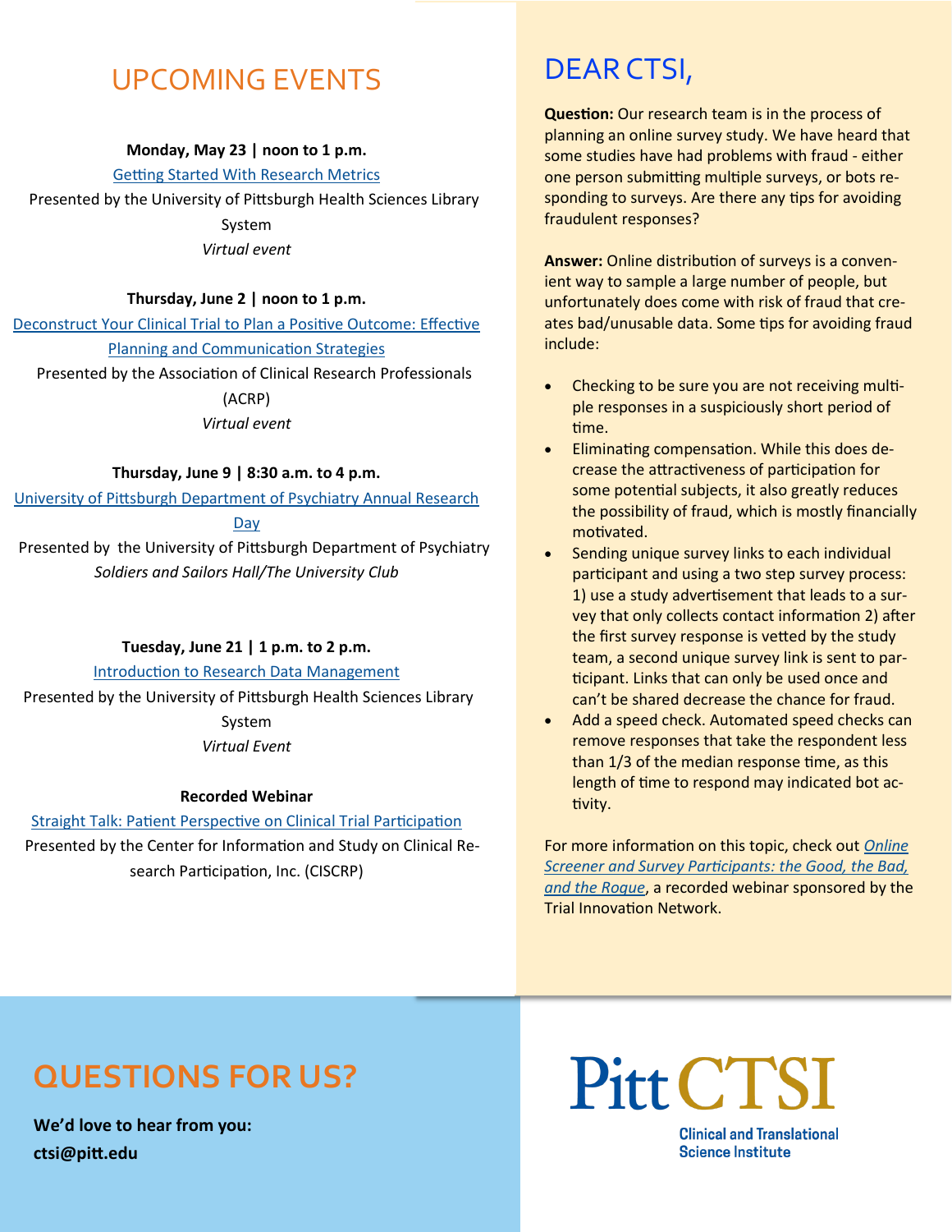## UPCOMING EVENTS

**Monday, May 23 | noon to 1 p.m.**

Getting Started With Research Metrics

Presented by the University of Pittsburgh Health Sciences Library System

*Virtual event*

**Thursday, June 2 | noon to 1 p.m.**

Deconstruct Your Clinical Trial to Plan a Positive Outcome: Effective Planning and Communication Strategies

Presented by the Association of Clinical Research Professionals (ACRP)

*Virtual event*

**Thursday, June 9 | 8:30 a.m. to 4 p.m.**

University of Pittsburgh Department of Psychiatry Annual Research Day

Presented by the University of Pittsburgh Department of Psychiatry

*Soldiers and Sailors Hall/The University Club*

**Tuesday, June 21 | 1 p.m. to 2 p.m.**

Introduction to Research Data Management

Presented by the University of Pittsburgh Health Sciences Library System

*Virtual Event*

**Recorded Webinar**

Straight Talk: Patient Perspective on Clinical Trial Participation

Presented by the Center for Information and Study on Clinical Research Participation, Inc. (CISCRP)

## DEAR CTSI,

**Question:** Our research team is in the process of planning an online survey study. We have heard that some studies have had problems with fraud - either one person submitting multiple surveys, or bots responding to surveys. Are there any tips for avoiding fraudulent responses?

**Answer:** Online distribution of surveys is a convenient way to sample a large number of people, but unfortunately does come with risk of fraud that creates bad/unusable data. Some tips for avoiding fraud include:

- Checking to be sure you are not receiving multiple responses in a suspiciously short period of time.
- Eliminating compensation. While this does decrease the attractiveness of participation for some potential subjects, it also greatly reduces the possibility of fraud, which is mostly financially motivated.
- Sending unique survey links to each individual participant and using a two step survey process: 1) use a study advertisement that leads to a survey that only collects contact information 2) after the first survey response is vetted by the study team, a second unique survey link is sent to participant. Links that can only be used once and can't be shared decrease the chance for fraud.
- Add a speed check. Automated speed checks can remove responses that take the respondent less than 1/3 of the median response time, as this length of time to respond may indicated bot activity.

For more information on this topic, check out *Online Screener and Survey Participants: the Good, the Bad, and the Rogue*, a recorded webinar sponsored by the Trial Innovation Network.

## QUESTIONS FOR US?

**We'd love to hear from you:**

**ctsi@pitt.edu**

Pitt CTSI

Clinical and Translational Science Institute